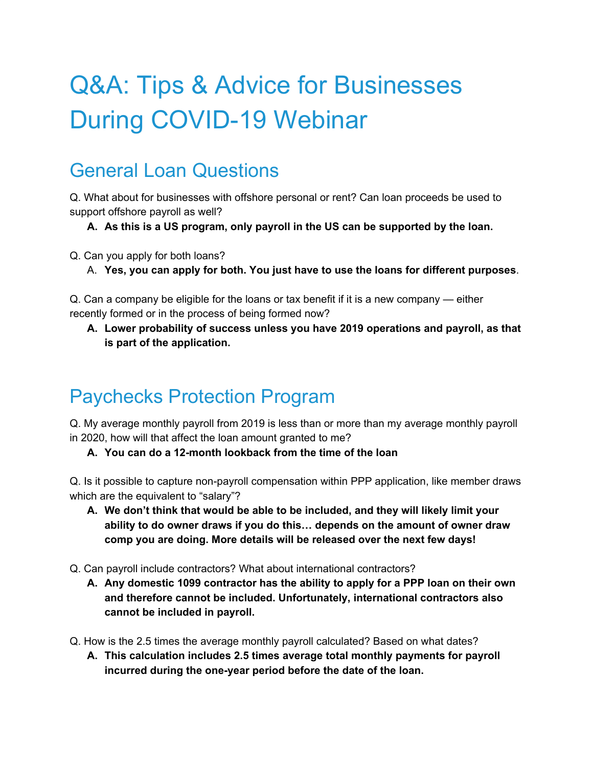# Q&A: Tips & Advice for Businesses During COVID-19 Webinar

## General Loan Questions

Q. What about for businesses with offshore personal or rent? Can loan proceeds be used to support offshore payroll as well?

A. **As this is a US program, only payroll in the US can be supported by the loan.**

Q. Can you apply for both loans?

A. **Yes, you can apply for both. You just have to use the loans for different purposes**.

Q. Can a company be eligible for the loans or tax benefit if it is a new company — either recently formed or in the process of being formed now?

A. **Lower probability of success unless you have 2019 operations and payroll, as that is part of the application.**

## Paychecks Protection Program

Q. My average monthly payroll from 2019 is less than or more than my average monthly payroll in 2020, how will that affect the loan amount granted to me?

A. **You can do a 12-month lookback from the time of the loan**

Q. Is it possible to capture non-payroll compensation within PPP application, like member draws which are the equivalent to "salary"?

A. **We don't think that would be able to be included, and they will likely limit your ability to do owner draws if you do this… depends on the amount of owner draw comp you are doing. More details will be released over the next few days!**

Q. Can payroll include contractors? What about international contractors?

A. **Any domestic 1099 contractor has the ability to apply for a PPP loan on their own and therefore cannot be included. Unfortunately, international contractors also cannot be included in payroll.**

Q. How is the 2.5 times the average monthly payroll calculated? Based on what dates?

A. **This calculation includes 2.5 times average total monthly payments for payroll incurred during the one-year period before the date of the loan.**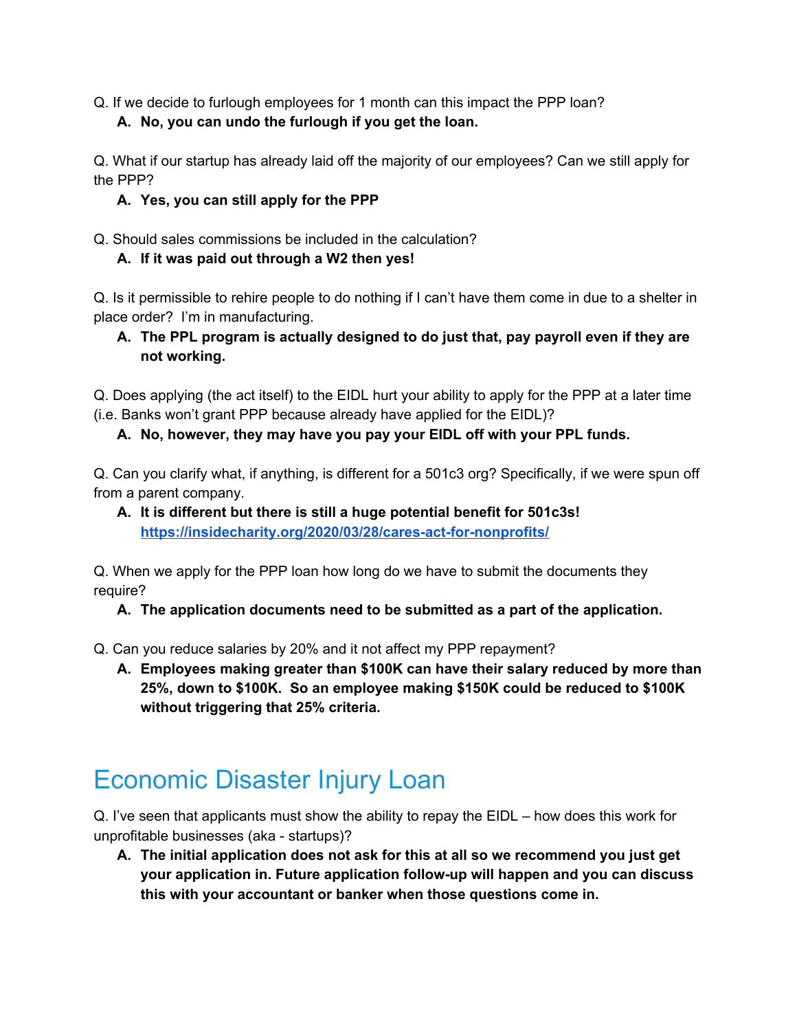Q. If we decide to furlough employees for 1 month can this impact the PPP loan?

**A. No, you can undo the furlough if you get the loan.**

Q. What if our startup has already laid off the majority of our employees? Can we still apply for the PPP?

**A. Yes, you can still apply for the PPP**

Q. Should sales commissions be included in the calculation?

**A. If it was paid out through a W2 then yes!**

Q. Is it permissible to rehire people to do nothing if I can't have them come in due to a shelter in place order? I'm in manufacturing.

**A. The PPL program is actually designed to do just that, pay payroll even if they are not working.**

Q. Does applying (the act itself) to the EIDL hurt your ability to apply for the PPP at a later time (i.e. Banks won't grant PPP because already have applied for the EIDL)?

**A. No, however, they may have you pay your EIDL off with your PPL funds.**

Q. Can you clarify what, if anything, is different for a 501c3 org? Specifically, if we were spun off from a parent company.

**A. It is different but there is still a huge potential benefit for 501c3s! [https://insidecharity.org/2020/03/28/cares-act-for-nonprofits/](https://insidecharity.org/2020/03/28/cares-act-for-nonprofits/)**

Q. When we apply for the PPP loan how long do we have to submit the documents they require?

**A. The application documents need to be submitted as a part of the application.**

Q. Can you reduce salaries by 20% and it not affect my PPP repayment?

**A. Employees making greater than $100K can have their salary reduced by more than 25%, down to $100K. So an employee making $150K could be reduced to $100K without triggering that 25% criteria.**

# Economic Disaster Injury Loan

Q. I've seen that applicants must show the ability to repay the EIDL – how does this work for unprofitable businesses (aka - startups)?

**A. The initial application does not ask for this at all so we recommend you just get your application in. Future application follow-up will happen and you can discuss this with your accountant or banker when those questions come in.**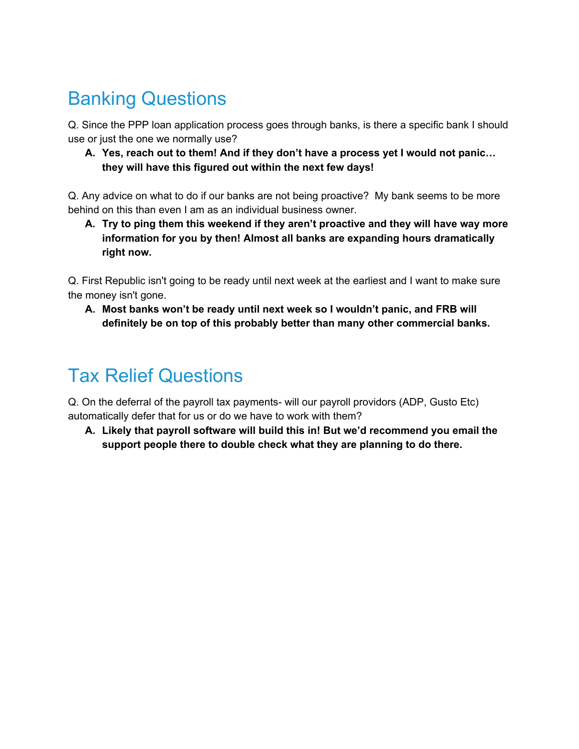## Banking Questions

Q. Since the PPP loan application process goes through banks, is there a specific bank I should use or just the one we normally use?

A. **Yes, reach out to them! And if they don't have a process yet I would not panic… they will have this figured out within the next few days!**

Q. Any advice on what to do if our banks are not being proactive? My bank seems to be more behind on this than even I am as an individual business owner.

A. **Try to ping them this weekend if they aren't proactive and they will have way more information for you by then! Almost all banks are expanding hours dramatically right now.**

Q. First Republic isn't going to be ready until next week at the earliest and I want to make sure the money isn't gone.

A. **Most banks won't be ready until next week so I wouldn't panic, and FRB will definitely be on top of this probably better than many other commercial banks.**

## Tax Relief Questions

Q. On the deferral of the payroll tax payments- will our payroll providors (ADP, Gusto Etc) automatically defer that for us or do we have to work with them?

A. **Likely that payroll software will build this in! But we'd recommend you email the support people there to double check what they are planning to do there.**